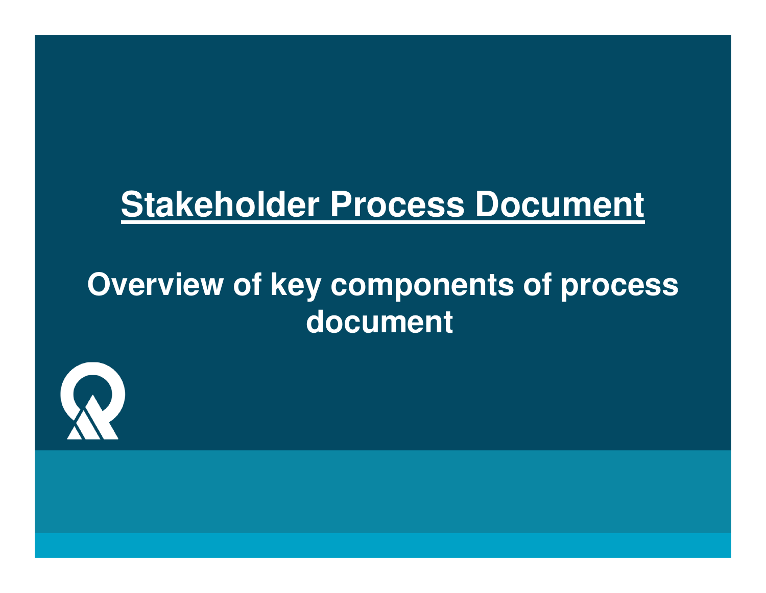# Stakeholder Process Document

## Overview of key components of process document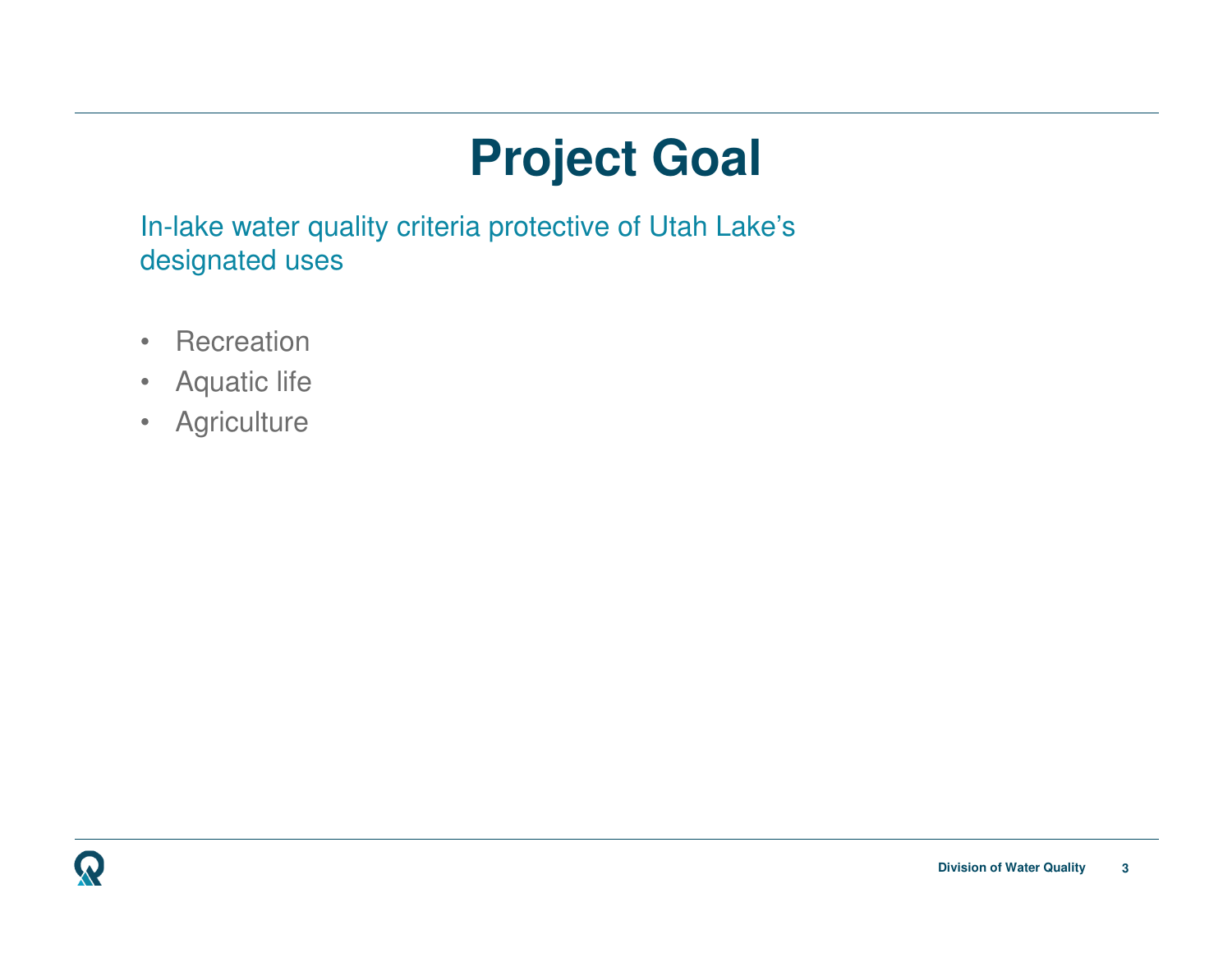# Project Goal

In-lake water quality criteria protective of Utah Lake's designated uses

- Recreation
- Aquatic life
- Agriculture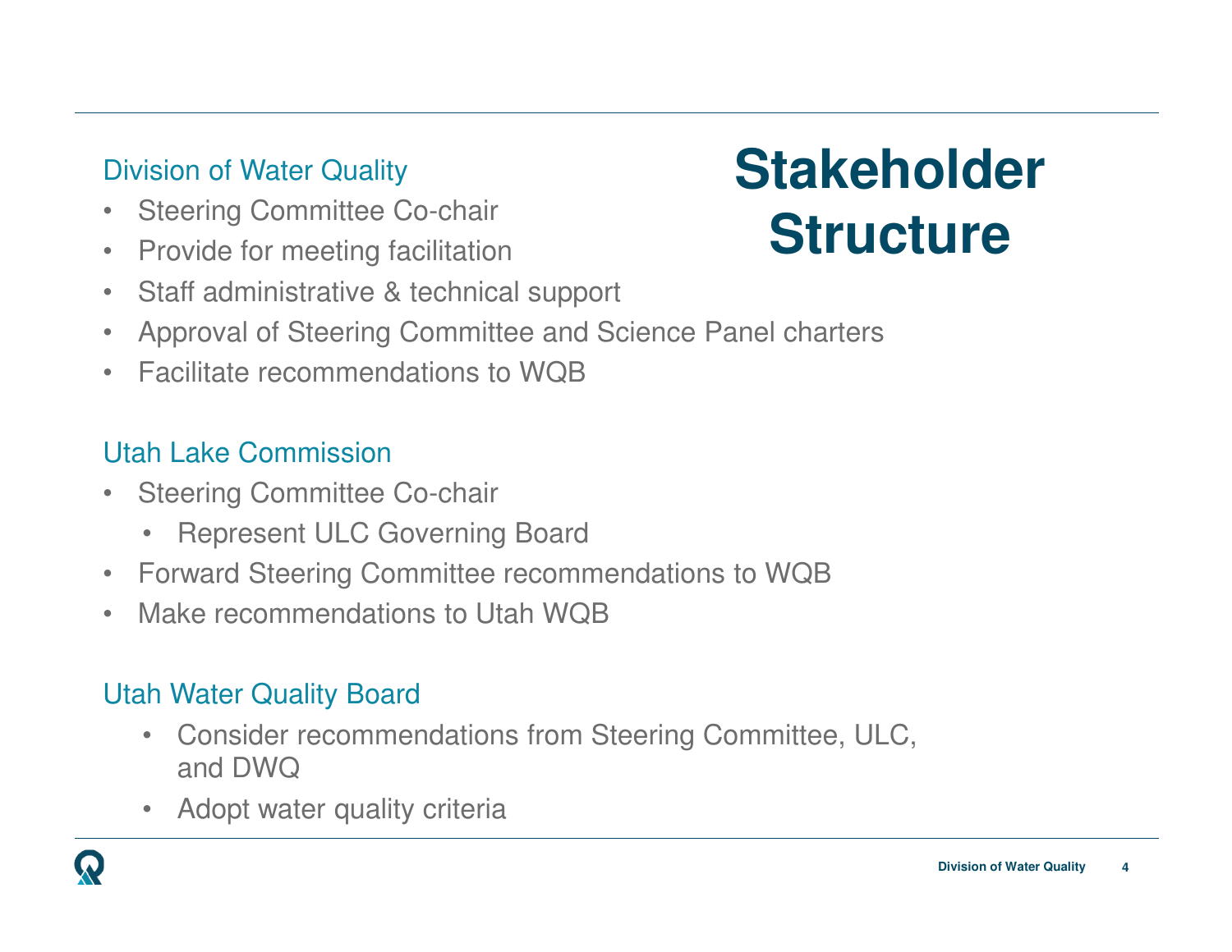# Stakeholder Structure

### Division of Water Quality

- Steering Committee Co-chair
- Provide for meeting facilitation
- Staff administrative & technical support
- Approval of Steering Committee and Science Panel charters
- Facilitate recommendations to WQB

### Utah Lake Commission

- Steering Committee Co-chair
  - Represent ULC Governing Board
- Forward Steering Committee recommendations to WQB
- Make recommendations to Utah WQB

### Utah Water Quality Board

- Consider recommendations from Steering Committee, ULC, and DWQ
- Adopt water quality criteria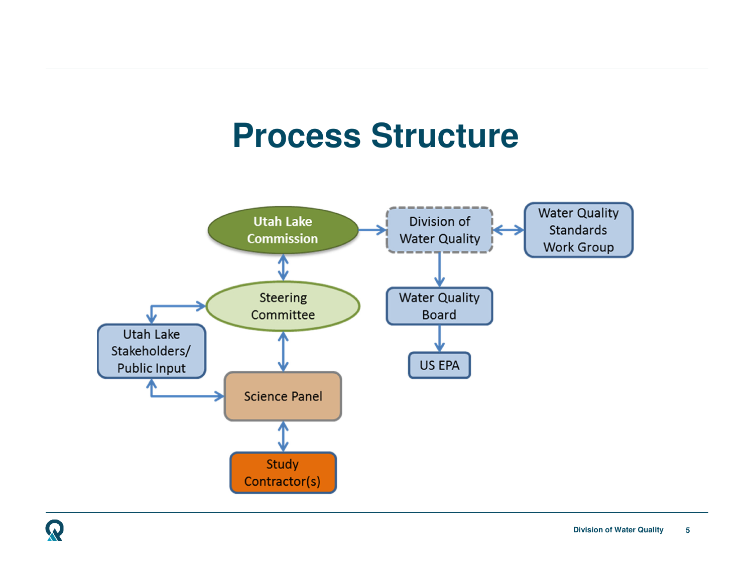# Process Structure

- Utah Lake Commission
- Division of Water Quality
- Water Quality Standards Work Group
- Steering Committee
- Water Quality Board
- Utah Lake Stakeholders/ Public Input
- US EPA
- Science Panel
- Study Contractor(s)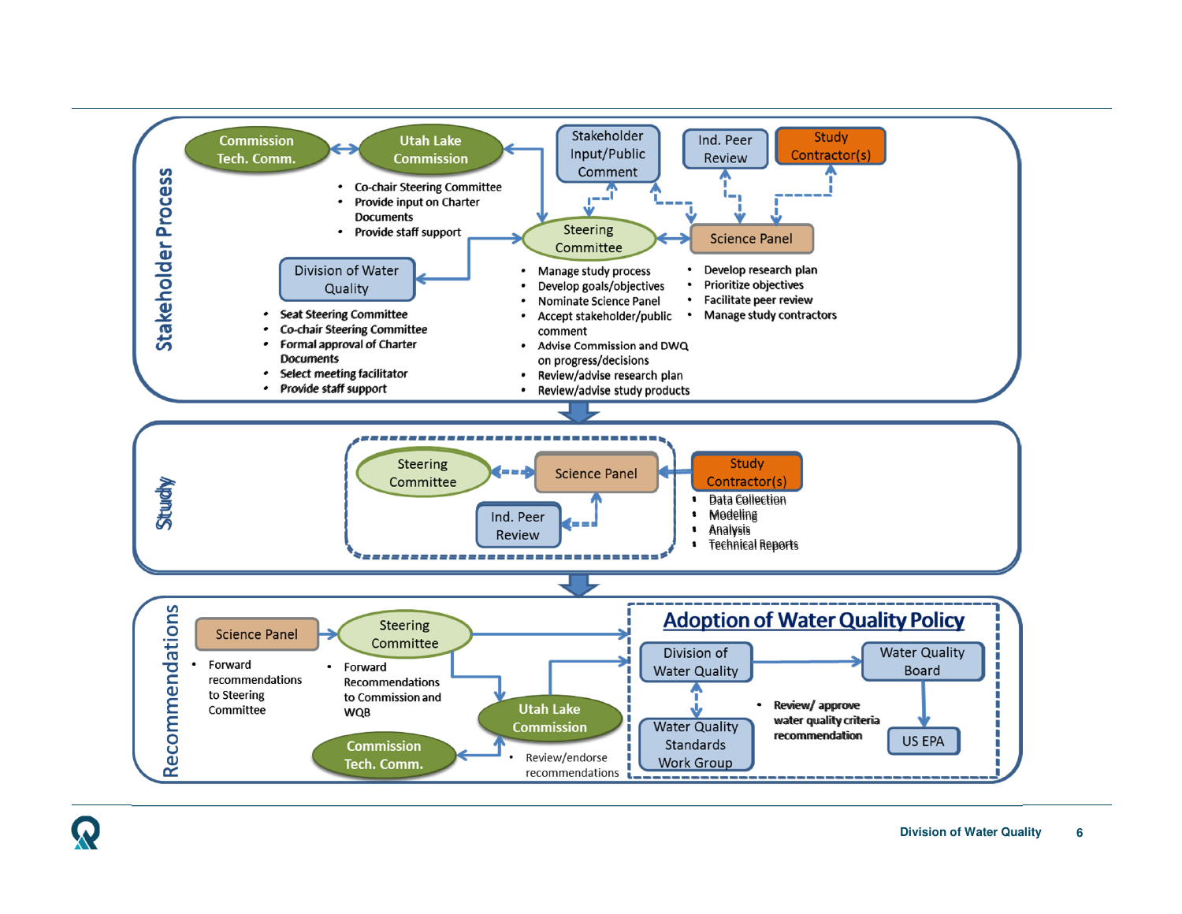## Stakeholder Process

**Commission Tech. Comm.** ↔ **Utah Lake Commission**

- Co-chair Steering Committee
- Provide input on Charter Documents
- Provide staff support

**Stakeholder Input/Public Comment**

**Ind. Peer Review**

**Study Contractor(s)**

**Division of Water Quality**

- Seat Steering Committee
- Co-chair Steering Committee
- Formal approval of Charter Documents
- Select meeting facilitator
- Provide staff support

**Steering Committee**

- Manage study process
- Develop goals/objectives
- Nominate Science Panel
- Accept stakeholder/public comment
- Advise Commission and DWQ on progress/decisions
- Review/advise research plan
- Review/advise study products

**Science Panel**

- Develop research plan
- Prioritize objectives
- Facilitate peer review
- Manage study contractors

## Study

**Steering Committee** ↔ **Science Panel** ← **Study Contractor(s)**

**Ind. Peer Review**

Study Contractor(s):

- Data Collection
- Modeling
- Analysis
- Technical Reports

## Recommendations

**Science Panel**

- Forward recommendations to Steering Committee

**Steering Committee**

- Forward Recommendations to Commission and WQB

**Utah Lake Commission**

**Commission Tech. Comm.**

- Review/endorse recommendations

### Adoption of Water Quality Policy

**Division of Water Quality** → **Water Quality Board** → **US EPA**

**Water Quality Standards Work Group**

- Review/ approve water quality criteria recommendation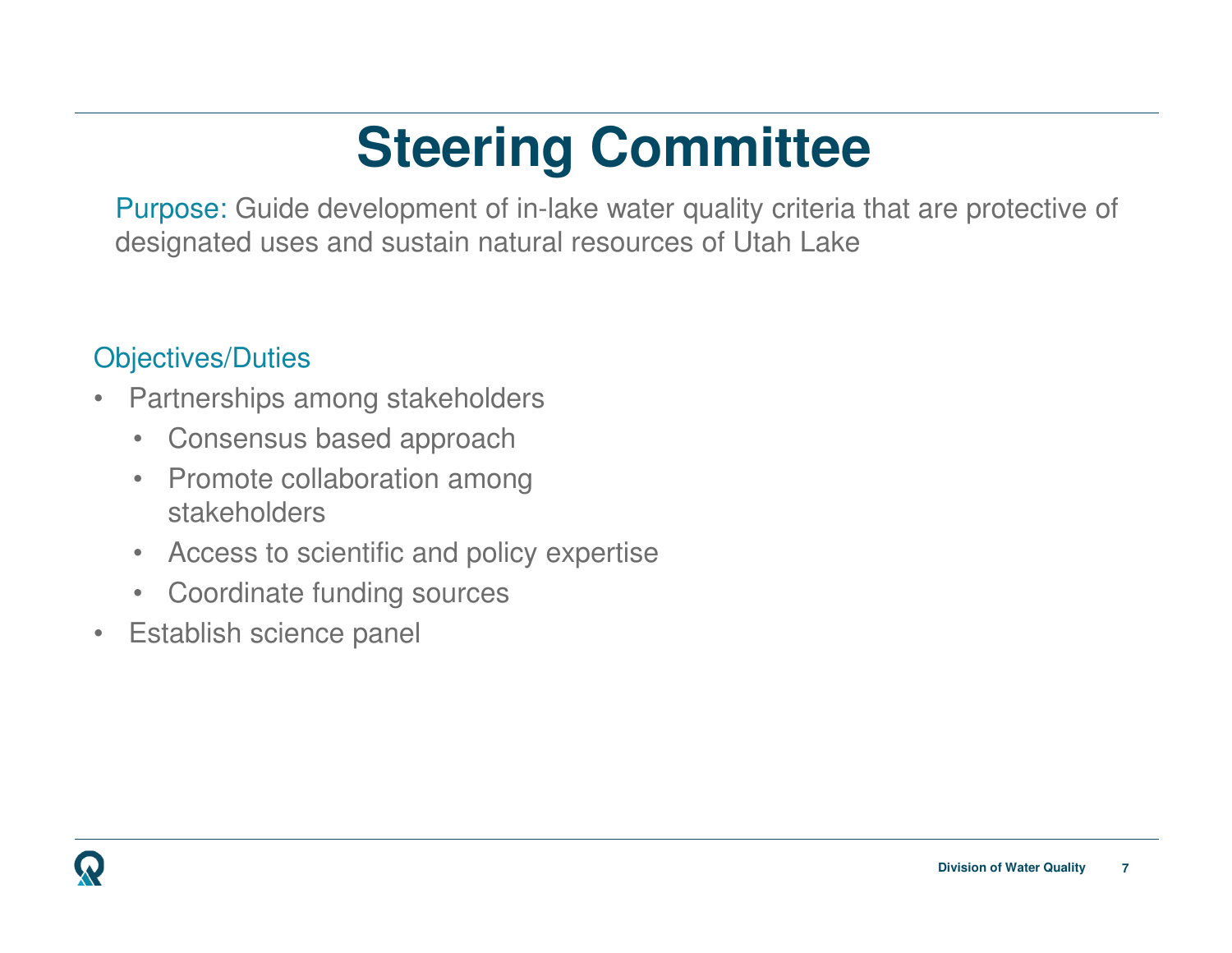# Steering Committee

Purpose: Guide development of in-lake water quality criteria that are protective of designated uses and sustain natural resources of Utah Lake

Objectives/Duties

- Partnerships among stakeholders
  - Consensus based approach
  - Promote collaboration among stakeholders
  - Access to scientific and policy expertise
  - Coordinate funding sources
- Establish science panel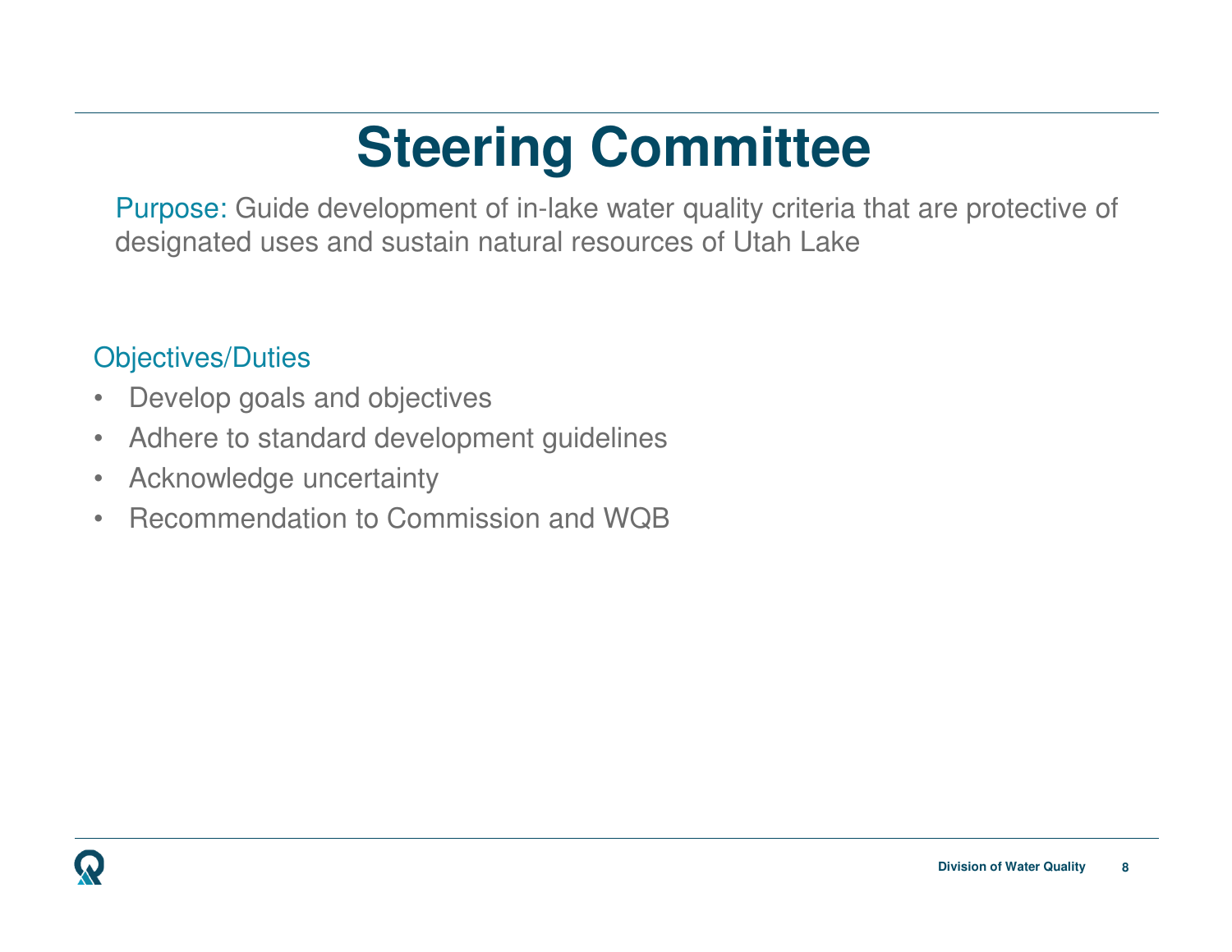# Steering Committee

Purpose: Guide development of in-lake water quality criteria that are protective of designated uses and sustain natural resources of Utah Lake

Objectives/Duties

- Develop goals and objectives
- Adhere to standard development guidelines
- Acknowledge uncertainty
- Recommendation to Commission and WQB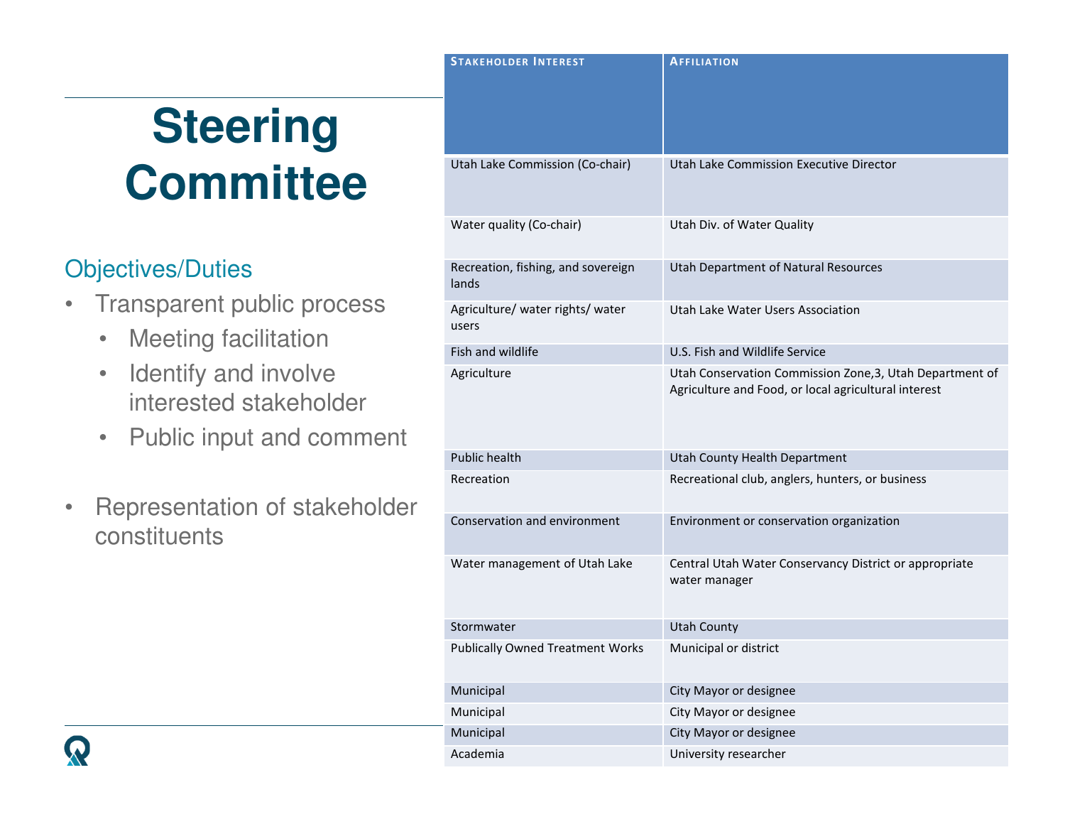# Steering Committee

## Objectives/Duties

- Transparent public process
  - Meeting facilitation
  - Identify and involve interested stakeholder
  - Public input and comment
- Representation of stakeholder constituents

| Stakeholder Interest | Affiliation |
|---|---|
| Utah Lake Commission (Co-chair) | Utah Lake Commission Executive Director |
| Water quality (Co-chair) | Utah Div. of Water Quality |
| Recreation, fishing, and sovereign lands | Utah Department of Natural Resources |
| Agriculture/ water rights/ water users | Utah Lake Water Users Association |
| Fish and wildlife | U.S. Fish and Wildlife Service |
| Agriculture | Utah Conservation Commission Zone,3, Utah Department of Agriculture and Food, or local agricultural interest |
| Public health | Utah County Health Department |
| Recreation | Recreational club, anglers, hunters, or business |
| Conservation and environment | Environment or conservation organization |
| Water management of Utah Lake | Central Utah Water Conservancy District or appropriate water manager |
| Stormwater | Utah County |
| Publically Owned Treatment Works | Municipal or district |
| Municipal | City Mayor or designee |
| Municipal | City Mayor or designee |
| Municipal | City Mayor or designee |
| Academia | University researcher |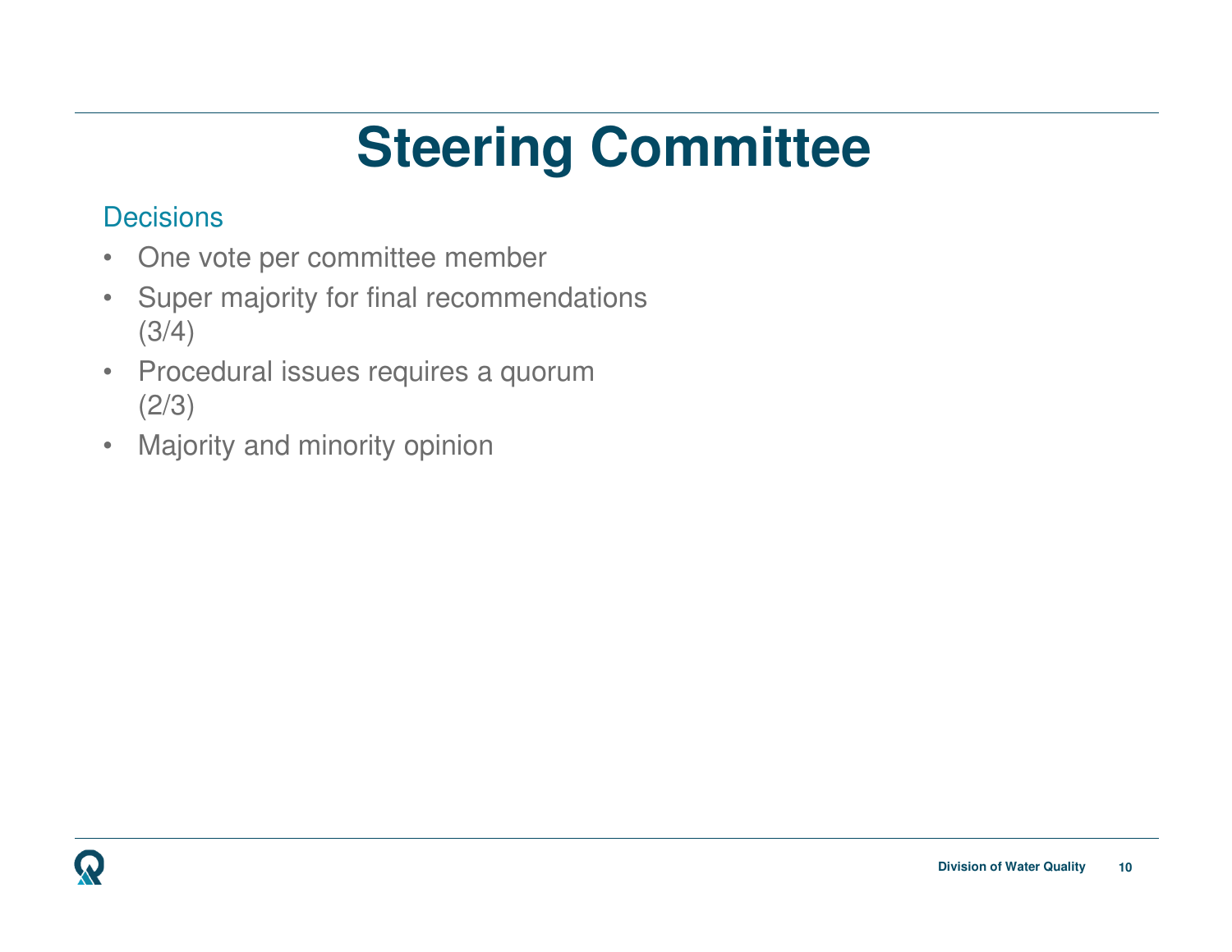# Steering Committee

Decisions

- One vote per committee member
- Super majority for final recommendations (3/4)
- Procedural issues requires a quorum (2/3)
- Majority and minority opinion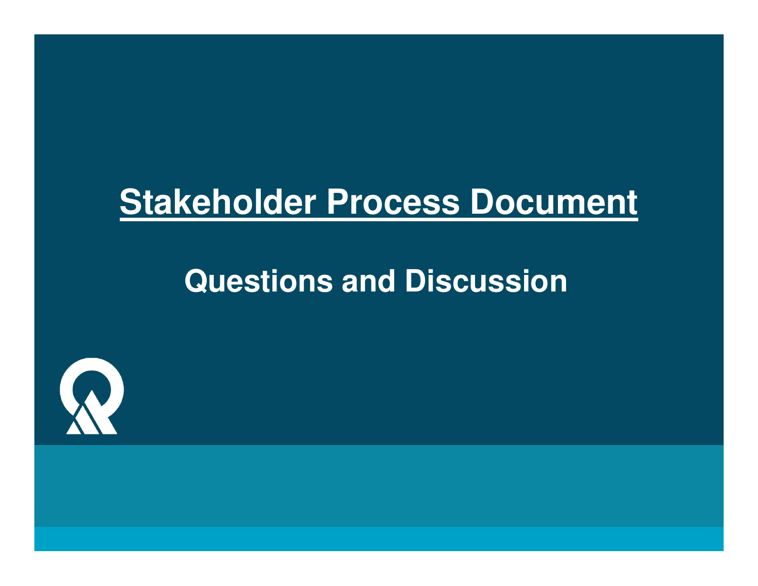# Stakeholder Process Document

## Questions and Discussion